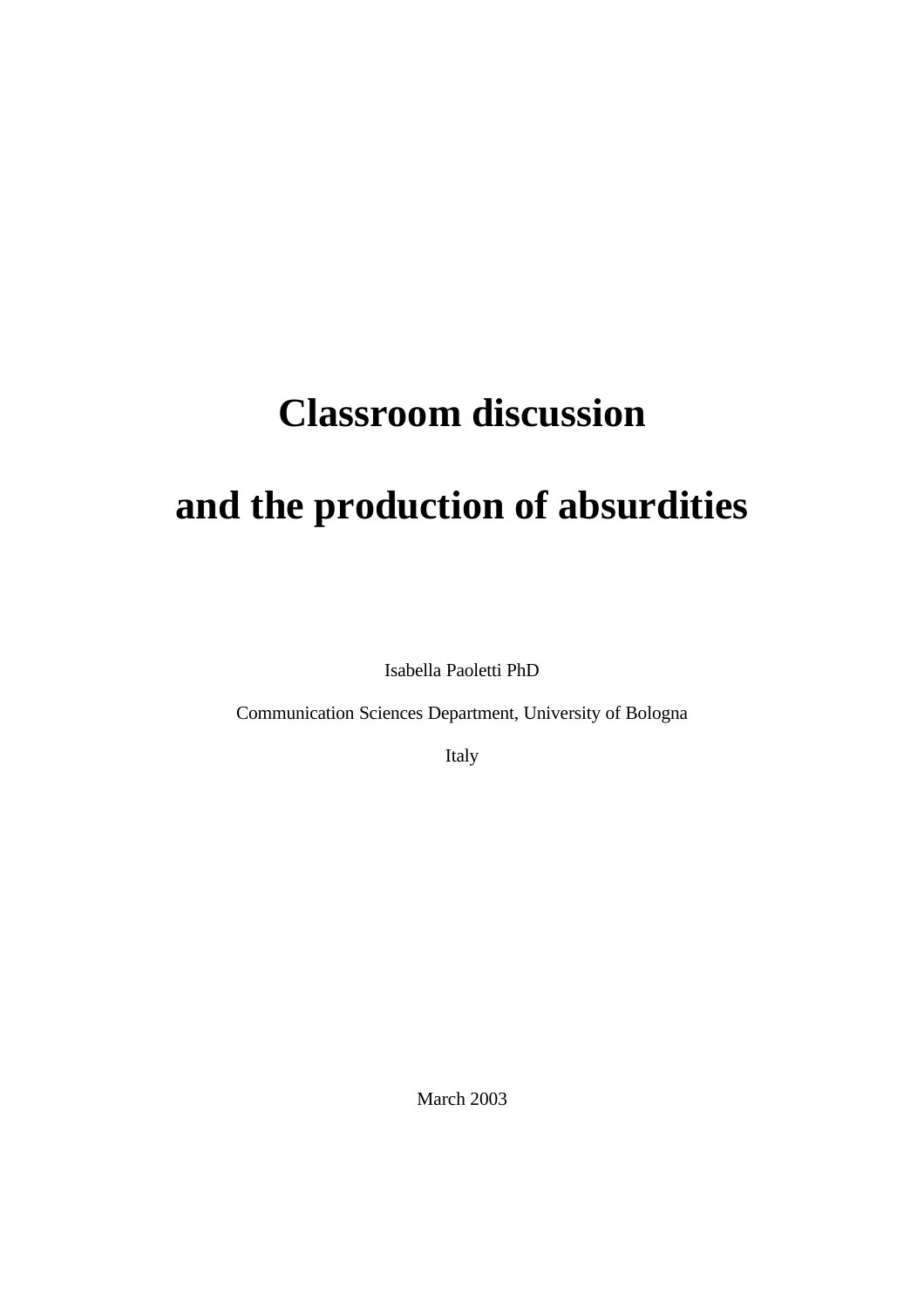# Classroom discussion

# and the production of absurdities

Isabella Paoletti PhD

Communication Sciences Department, University of Bologna

Italy

March 2003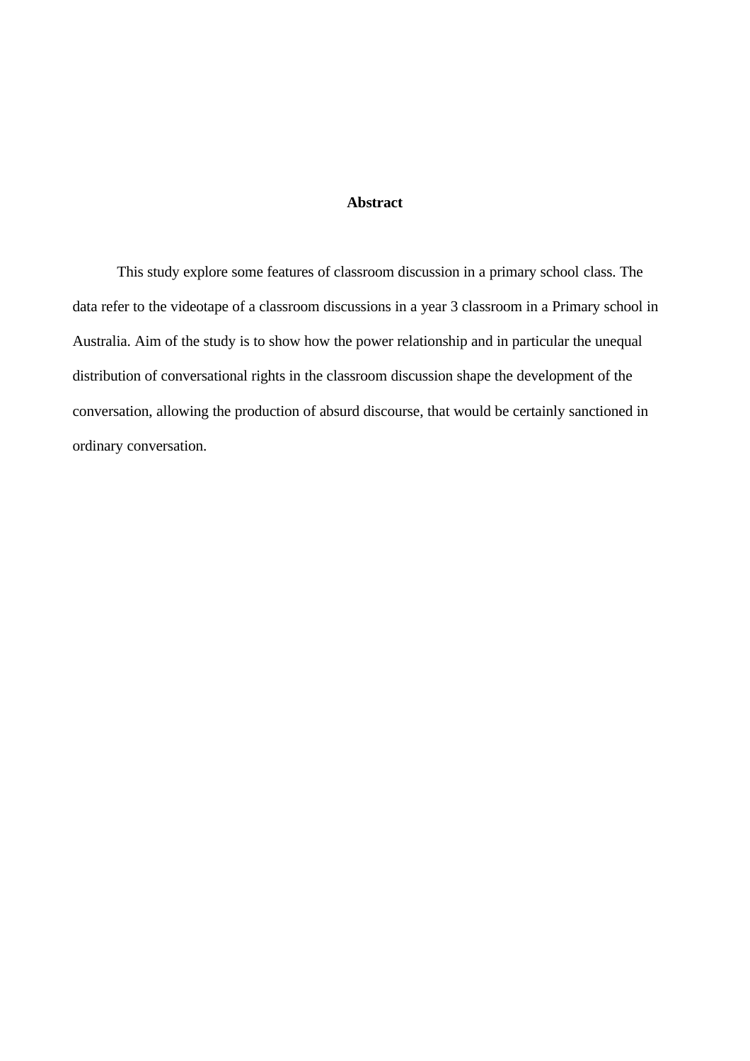# Abstract

This study explore some features of classroom discussion in a primary school class. The data refer to the videotape of a classroom discussions in a year 3 classroom in a Primary school in Australia. Aim of the study is to show how the power relationship and in particular the unequal distribution of conversational rights in the classroom discussion shape the development of the conversation, allowing the production of absurd discourse, that would be certainly sanctioned in ordinary conversation.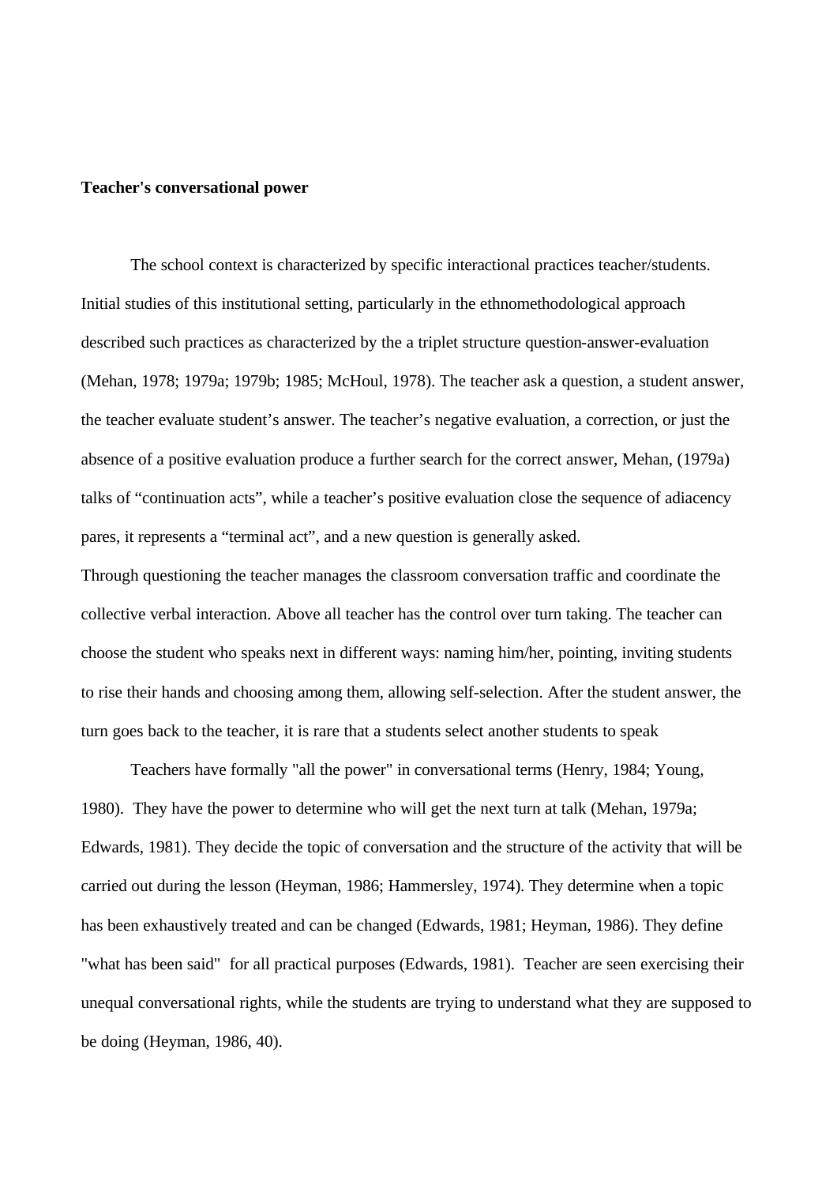**Teacher's conversational power**

The school context is characterized by specific interactional practices teacher/students. Initial studies of this institutional setting, particularly in the ethnomethodological approach described such practices as characterized by the a triplet structure question-answer-evaluation (Mehan, 1978; 1979a; 1979b; 1985; McHoul, 1978). The teacher ask a question, a student answer, the teacher evaluate student's answer. The teacher's negative evaluation, a correction, or just the absence of a positive evaluation produce a further search for the correct answer, Mehan, (1979a) talks of "continuation acts", while a teacher's positive evaluation close the sequence of adiacency pares, it represents a "terminal act", and a new question is generally asked.

Through questioning the teacher manages the classroom conversation traffic and coordinate the collective verbal interaction. Above all teacher has the control over turn taking. The teacher can choose the student who speaks next in different ways: naming him/her, pointing, inviting students to rise their hands and choosing among them, allowing self-selection. After the student answer, the turn goes back to the teacher, it is rare that a students select another students to speak

Teachers have formally "all the power" in conversational terms (Henry, 1984; Young, 1980). They have the power to determine who will get the next turn at talk (Mehan, 1979a; Edwards, 1981). They decide the topic of conversation and the structure of the activity that will be carried out during the lesson (Heyman, 1986; Hammersley, 1974). They determine when a topic has been exhaustively treated and can be changed (Edwards, 1981; Heyman, 1986). They define "what has been said" for all practical purposes (Edwards, 1981). Teacher are seen exercising their unequal conversational rights, while the students are trying to understand what they are supposed to be doing (Heyman, 1986, 40).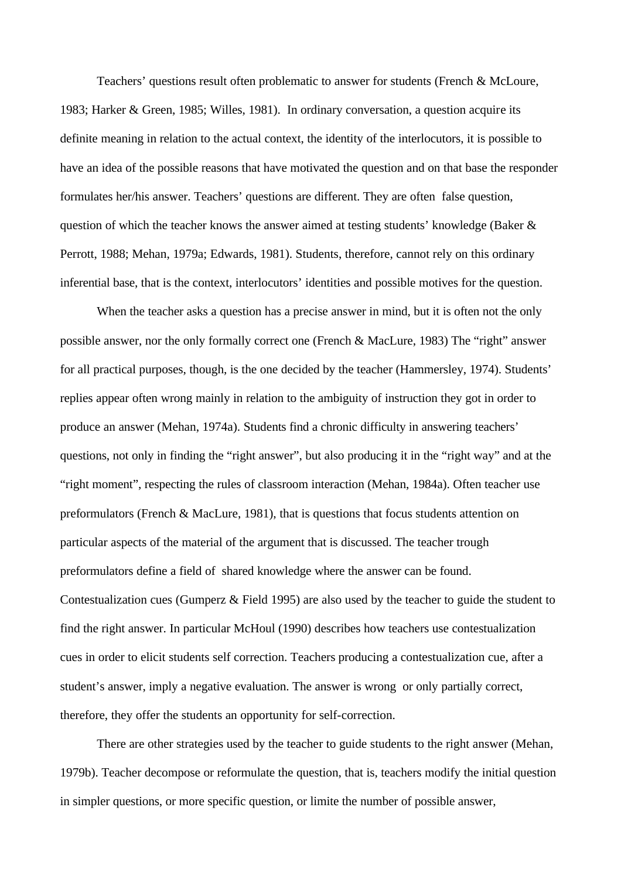Teachers' questions result often problematic to answer for students (French & McLoure, 1983; Harker & Green, 1985; Willes, 1981). In ordinary conversation, a question acquire its definite meaning in relation to the actual context, the identity of the interlocutors, it is possible to have an idea of the possible reasons that have motivated the question and on that base the responder formulates her/his answer. Teachers' questions are different. They are often false question, question of which the teacher knows the answer aimed at testing students' knowledge (Baker & Perrott, 1988; Mehan, 1979a; Edwards, 1981). Students, therefore, cannot rely on this ordinary inferential base, that is the context, interlocutors' identities and possible motives for the question.

When the teacher asks a question has a precise answer in mind, but it is often not the only possible answer, nor the only formally correct one (French & MacLure, 1983) The "right" answer for all practical purposes, though, is the one decided by the teacher (Hammersley, 1974). Students' replies appear often wrong mainly in relation to the ambiguity of instruction they got in order to produce an answer (Mehan, 1974a). Students find a chronic difficulty in answering teachers' questions, not only in finding the "right answer", but also producing it in the "right way" and at the "right moment", respecting the rules of classroom interaction (Mehan, 1984a). Often teacher use preformulators (French & MacLure, 1981), that is questions that focus students attention on particular aspects of the material of the argument that is discussed. The teacher trough preformulators define a field of shared knowledge where the answer can be found. Contestualization cues (Gumperz & Field 1995) are also used by the teacher to guide the student to find the right answer. In particular McHoul (1990) describes how teachers use contestualization cues in order to elicit students self correction. Teachers producing a contestualization cue, after a student's answer, imply a negative evaluation. The answer is wrong or only partially correct, therefore, they offer the students an opportunity for self-correction.

There are other strategies used by the teacher to guide students to the right answer (Mehan, 1979b). Teacher decompose or reformulate the question, that is, teachers modify the initial question in simpler questions, or more specific question, or limite the number of possible answer,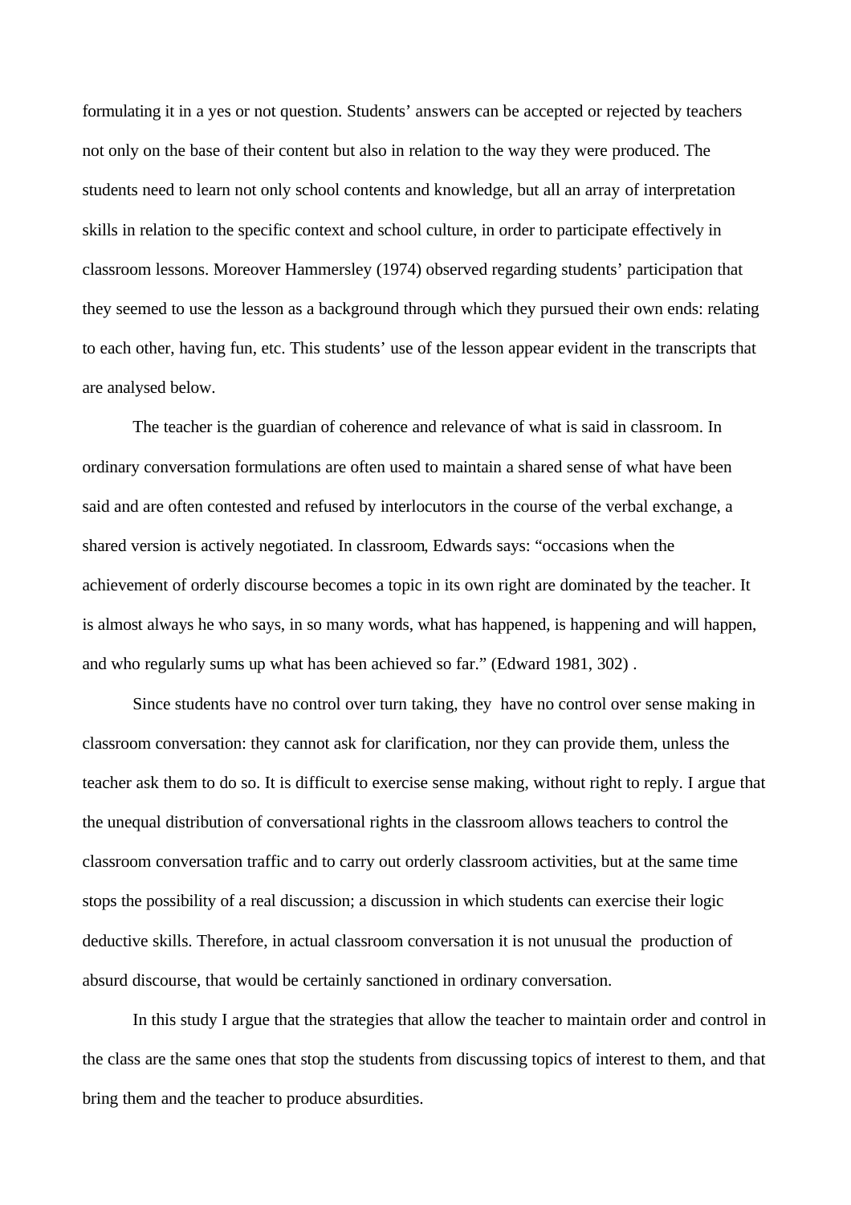formulating it in a yes or not question. Students' answers can be accepted or rejected by teachers not only on the base of their content but also in relation to the way they were produced. The students need to learn not only school contents and knowledge, but all an array of interpretation skills in relation to the specific context and school culture, in order to participate effectively in classroom lessons. Moreover Hammersley (1974) observed regarding students' participation that they seemed to use the lesson as a background through which they pursued their own ends: relating to each other, having fun, etc. This students' use of the lesson appear evident in the transcripts that are analysed below.

The teacher is the guardian of coherence and relevance of what is said in classroom. In ordinary conversation formulations are often used to maintain a shared sense of what have been said and are often contested and refused by interlocutors in the course of the verbal exchange, a shared version is actively negotiated. In classroom, Edwards says: "occasions when the achievement of orderly discourse becomes a topic in its own right are dominated by the teacher. It is almost always he who says, in so many words, what has happened, is happening and will happen, and who regularly sums up what has been achieved so far." (Edward 1981, 302) .

Since students have no control over turn taking, they have no control over sense making in classroom conversation: they cannot ask for clarification, nor they can provide them, unless the teacher ask them to do so. It is difficult to exercise sense making, without right to reply. I argue that the unequal distribution of conversational rights in the classroom allows teachers to control the classroom conversation traffic and to carry out orderly classroom activities, but at the same time stops the possibility of a real discussion; a discussion in which students can exercise their logic deductive skills. Therefore, in actual classroom conversation it is not unusual the production of absurd discourse, that would be certainly sanctioned in ordinary conversation.

In this study I argue that the strategies that allow the teacher to maintain order and control in the class are the same ones that stop the students from discussing topics of interest to them, and that bring them and the teacher to produce absurdities.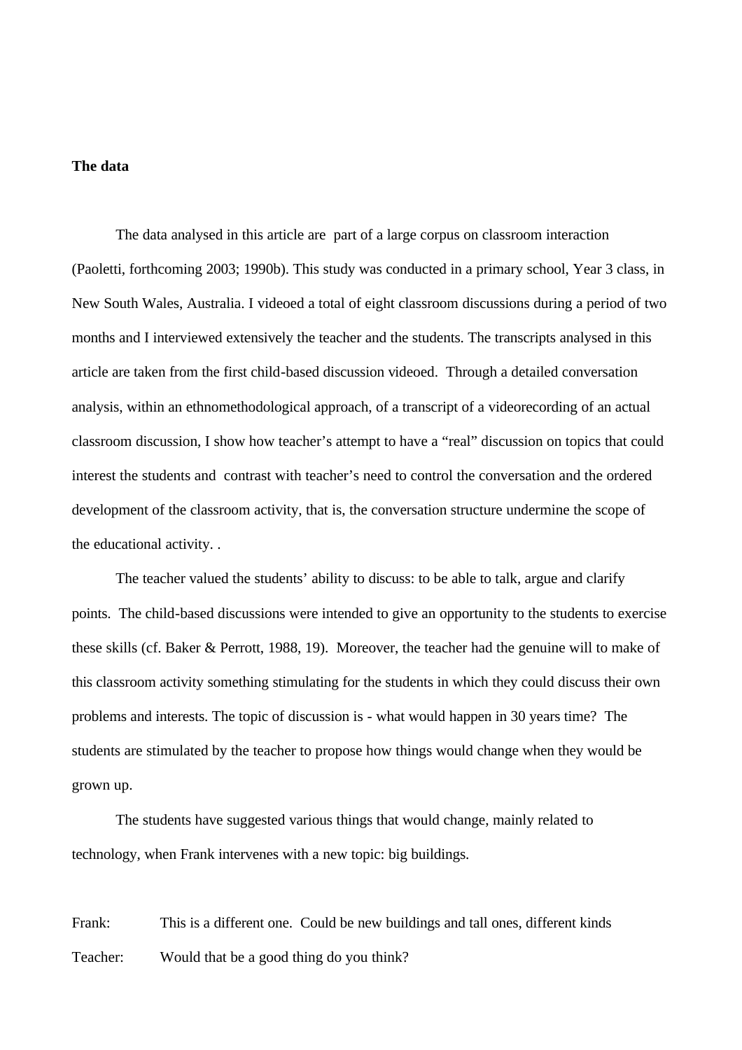**The data**

The data analysed in this article are  part of a large corpus on classroom interaction (Paoletti, forthcoming 2003; 1990b). This study was conducted in a primary school, Year 3 class, in New South Wales, Australia. I videoed a total of eight classroom discussions during a period of two months and I interviewed extensively the teacher and the students. The transcripts analysed in this article are taken from the first child-based discussion videoed.  Through a detailed conversation analysis, within an ethnomethodological approach, of a transcript of a videorecording of an actual classroom discussion, I show how teacher's attempt to have a "real" discussion on topics that could interest the students and  contrast with teacher's need to control the conversation and the ordered development of the classroom activity, that is, the conversation structure undermine the scope of the educational activity. .

The teacher valued the students' ability to discuss: to be able to talk, argue and clarify points.  The child-based discussions were intended to give an opportunity to the students to exercise these skills (cf. Baker & Perrott, 1988, 19).  Moreover, the teacher had the genuine will to make of this classroom activity something stimulating for the students in which they could discuss their own problems and interests. The topic of discussion is - what would happen in 30 years time?  The students are stimulated by the teacher to propose how things would change when they would be grown up.

The students have suggested various things that would change, mainly related to technology, when Frank intervenes with a new topic: big buildings.

Frank: This is a different one.  Could be new buildings and tall ones, different kinds

Teacher: Would that be a good thing do you think?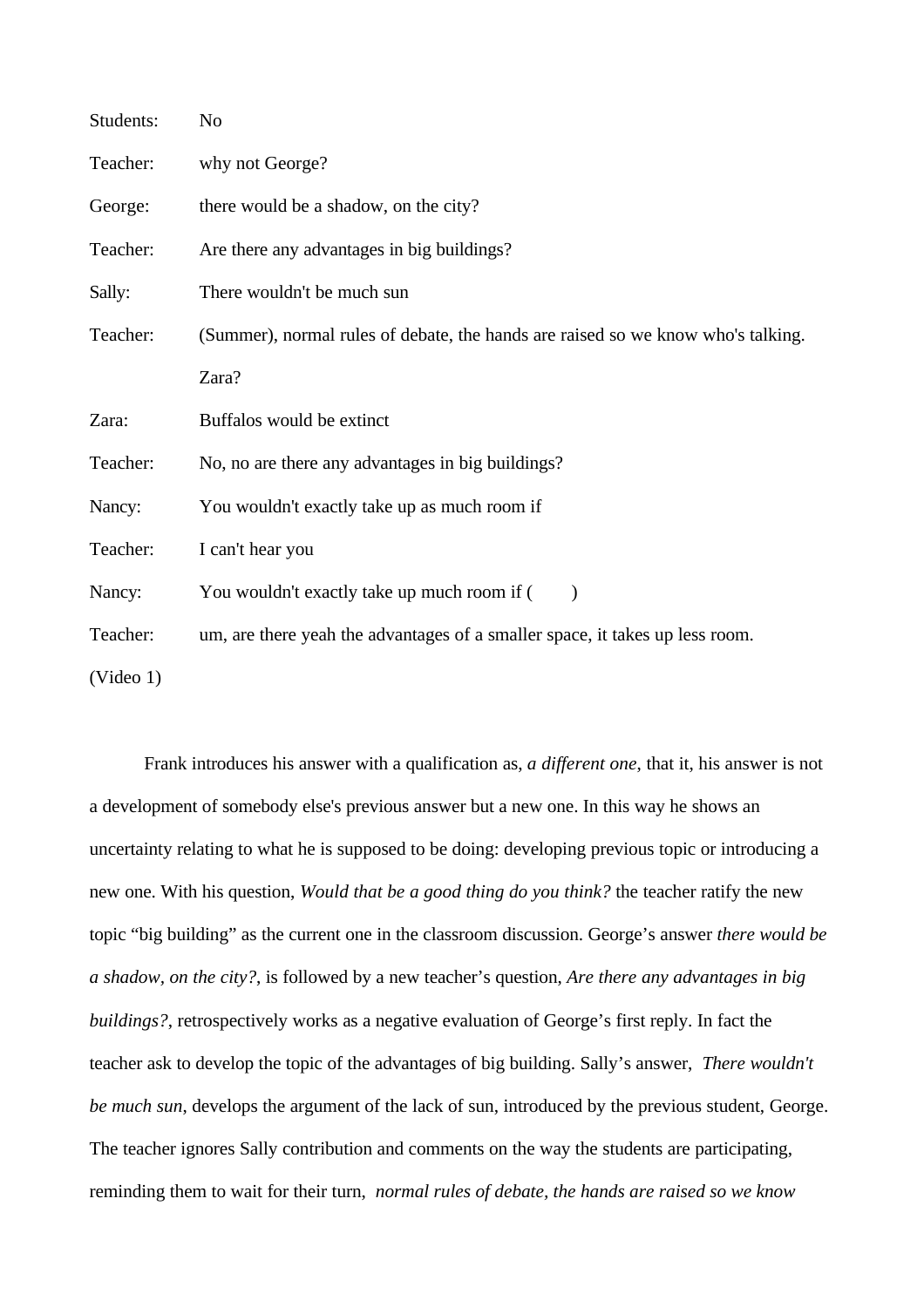Students: No

Teacher: why not George?

George: there would be a shadow, on the city?

Teacher: Are there any advantages in big buildings?

Sally: There wouldn't be much sun

Teacher: (Summer), normal rules of debate, the hands are raised so we know who's talking. Zara?

Zara: Buffalos would be extinct

Teacher: No, no are there any advantages in big buildings?

Nancy: You wouldn't exactly take up as much room if

Teacher: I can't hear you

Nancy: You wouldn't exactly take up much room if (        )

Teacher: um, are there yeah the advantages of a smaller space, it takes up less room.

(Video 1)

Frank introduces his answer with a qualification as, *a different one*, that it, his answer is not a development of somebody else's previous answer but a new one. In this way he shows an uncertainty relating to what he is supposed to be doing: developing previous topic or introducing a new one. With his question, *Would that be a good thing do you think?* the teacher ratify the new topic "big building" as the current one in the classroom discussion. George's answer *there would be a shadow, on the city?*, is followed by a new teacher's question, *Are there any advantages in big buildings?*, retrospectively works as a negative evaluation of George's first reply. In fact the teacher ask to develop the topic of the advantages of big building. Sally's answer, *There wouldn't be much sun*, develops the argument of the lack of sun, introduced by the previous student, George. The teacher ignores Sally contribution and comments on the way the students are participating, reminding them to wait for their turn, *normal rules of debate, the hands are raised so we know*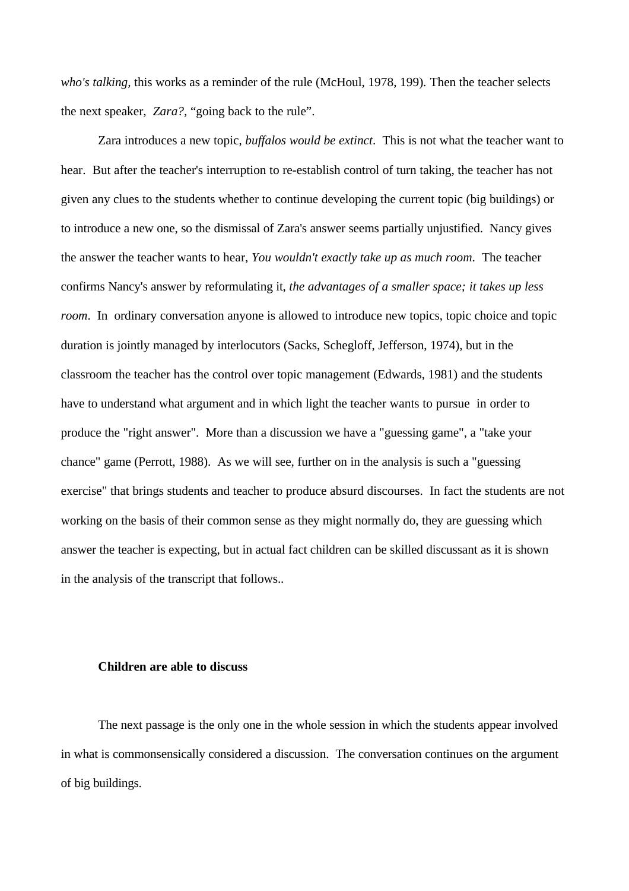*who's talking,* this works as a reminder of the rule (McHoul, 1978, 199). Then the teacher selects the next speaker, *Zara?,* "going back to the rule".

Zara introduces a new topic, *buffalos would be extinct*. This is not what the teacher want to hear. But after the teacher's interruption to re-establish control of turn taking, the teacher has not given any clues to the students whether to continue developing the current topic (big buildings) or to introduce a new one, so the dismissal of Zara's answer seems partially unjustified. Nancy gives the answer the teacher wants to hear, *You wouldn't exactly take up as much room.* The teacher confirms Nancy's answer by reformulating it, *the advantages of a smaller space; it takes up less room*. In ordinary conversation anyone is allowed to introduce new topics, topic choice and topic duration is jointly managed by interlocutors (Sacks, Schegloff, Jefferson, 1974), but in the classroom the teacher has the control over topic management (Edwards, 1981) and the students have to understand what argument and in which light the teacher wants to pursue in order to produce the "right answer". More than a discussion we have a "guessing game", a "take your chance" game (Perrott, 1988). As we will see, further on in the analysis is such a "guessing exercise" that brings students and teacher to produce absurd discourses. In fact the students are not working on the basis of their common sense as they might normally do, they are guessing which answer the teacher is expecting, but in actual fact children can be skilled discussant as it is shown in the analysis of the transcript that follows..

**Children are able to discuss**

The next passage is the only one in the whole session in which the students appear involved in what is commonsensically considered a discussion. The conversation continues on the argument of big buildings.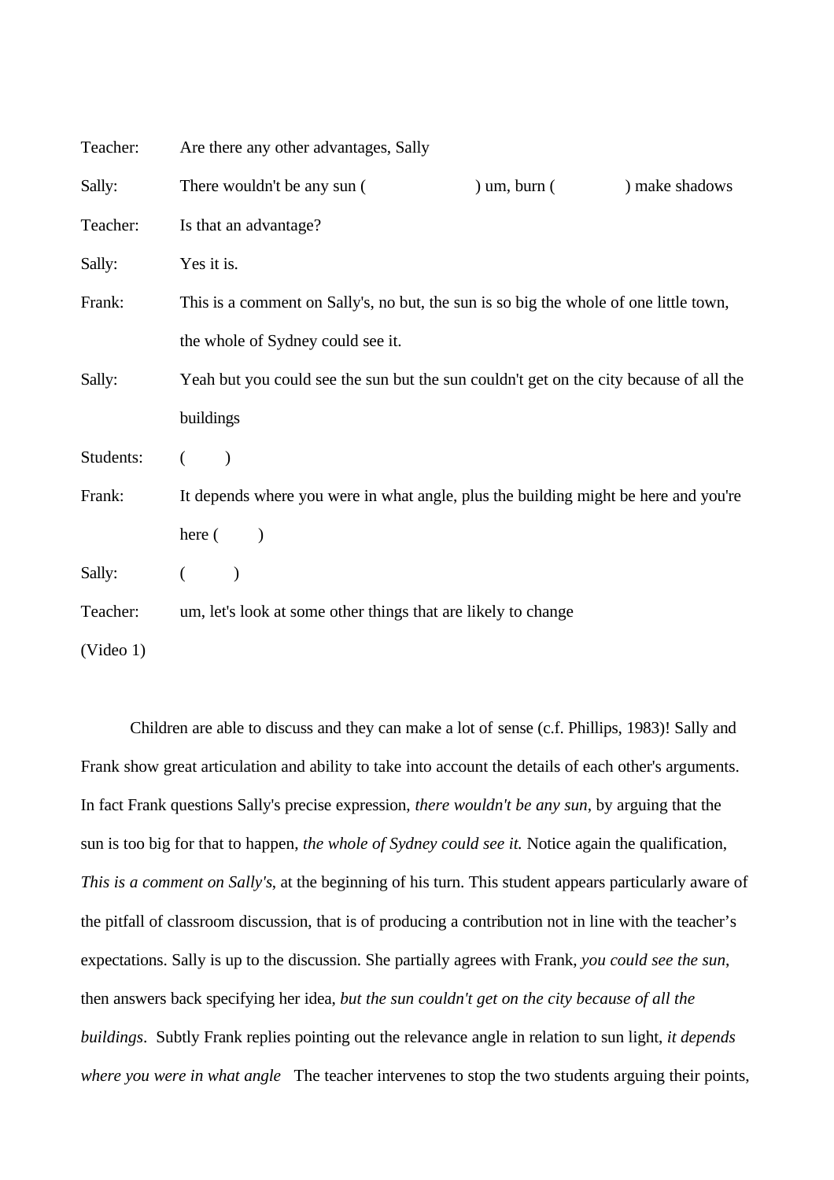Teacher: Are there any other advantages, Sally

Sally: There wouldn't be any sun (                ) um, burn (          ) make shadows

Teacher: Is that an advantage?

Sally: Yes it is.

Frank: This is a comment on Sally's, no but, the sun is so big the whole of one little town, the whole of Sydney could see it.

Sally: Yeah but you could see the sun but the sun couldn't get on the city because of all the buildings

Students: (      )

Frank: It depends where you were in what angle, plus the building might be here and you're here (      )

Sally: (      )

Teacher: um, let's look at some other things that are likely to change

(Video 1)

Children are able to discuss and they can make a lot of sense (c.f. Phillips, 1983)! Sally and Frank show great articulation and ability to take into account the details of each other's arguments. In fact Frank questions Sally's precise expression, *there wouldn't be any sun*, by arguing that the sun is too big for that to happen, *the whole of Sydney could see it.* Notice again the qualification, *This is a comment on Sally's*, at the beginning of his turn. This student appears particularly aware of the pitfall of classroom discussion, that is of producing a contribution not in line with the teacher's expectations. Sally is up to the discussion. She partially agrees with Frank, *you could see the sun*, then answers back specifying her idea, *but the sun couldn't get on the city because of all the buildings*. Subtly Frank replies pointing out the relevance angle in relation to sun light, *it depends where you were in what angle* The teacher intervenes to stop the two students arguing their points,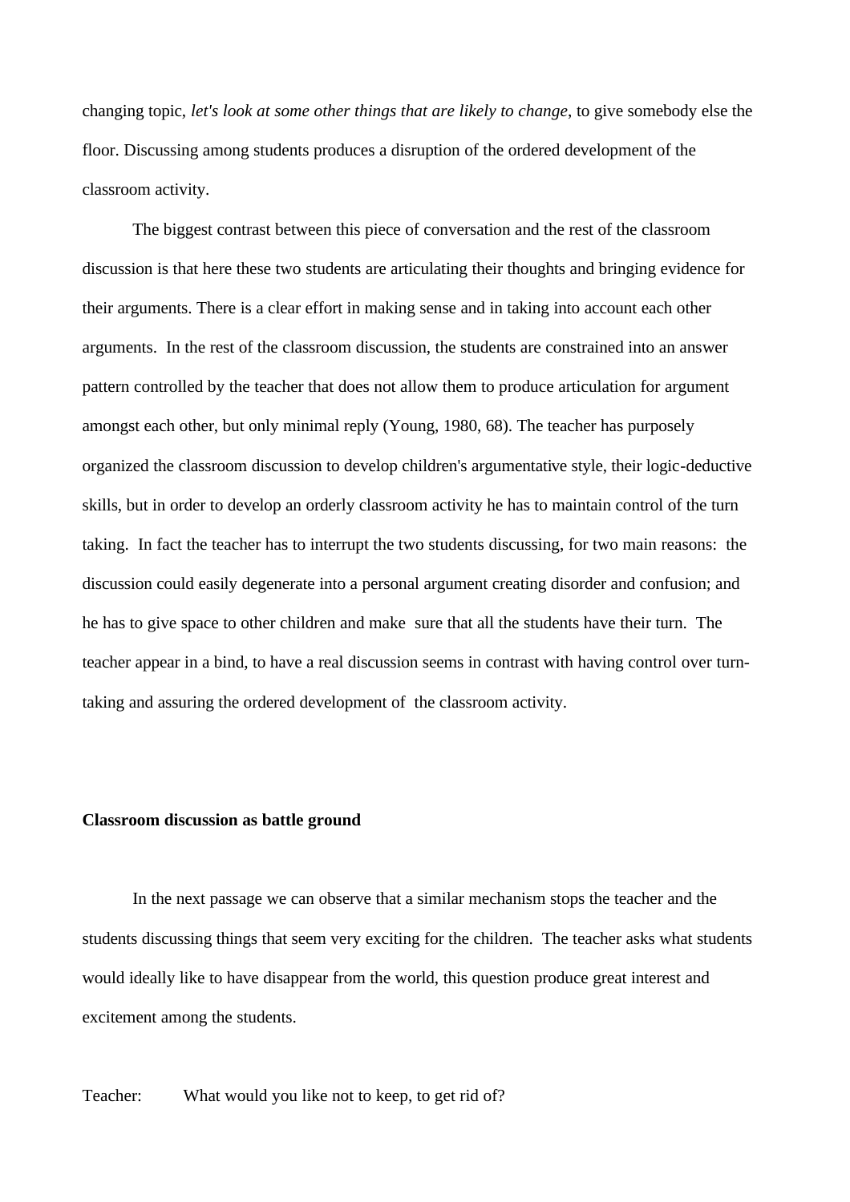changing topic, *let's look at some other things that are likely to change*, to give somebody else the floor. Discussing among students produces a disruption of the ordered development of the classroom activity.

The biggest contrast between this piece of conversation and the rest of the classroom discussion is that here these two students are articulating their thoughts and bringing evidence for their arguments. There is a clear effort in making sense and in taking into account each other arguments. In the rest of the classroom discussion, the students are constrained into an answer pattern controlled by the teacher that does not allow them to produce articulation for argument amongst each other, but only minimal reply (Young, 1980, 68). The teacher has purposely organized the classroom discussion to develop children's argumentative style, their logic-deductive skills, but in order to develop an orderly classroom activity he has to maintain control of the turn taking. In fact the teacher has to interrupt the two students discussing, for two main reasons: the discussion could easily degenerate into a personal argument creating disorder and confusion; and he has to give space to other children and make sure that all the students have their turn. The teacher appear in a bind, to have a real discussion seems in contrast with having control over turn-taking and assuring the ordered development of the classroom activity.

**Classroom discussion as battle ground**

In the next passage we can observe that a similar mechanism stops the teacher and the students discussing things that seem very exciting for the children. The teacher asks what students would ideally like to have disappear from the world, this question produce great interest and excitement among the students.

Teacher: What would you like not to keep, to get rid of?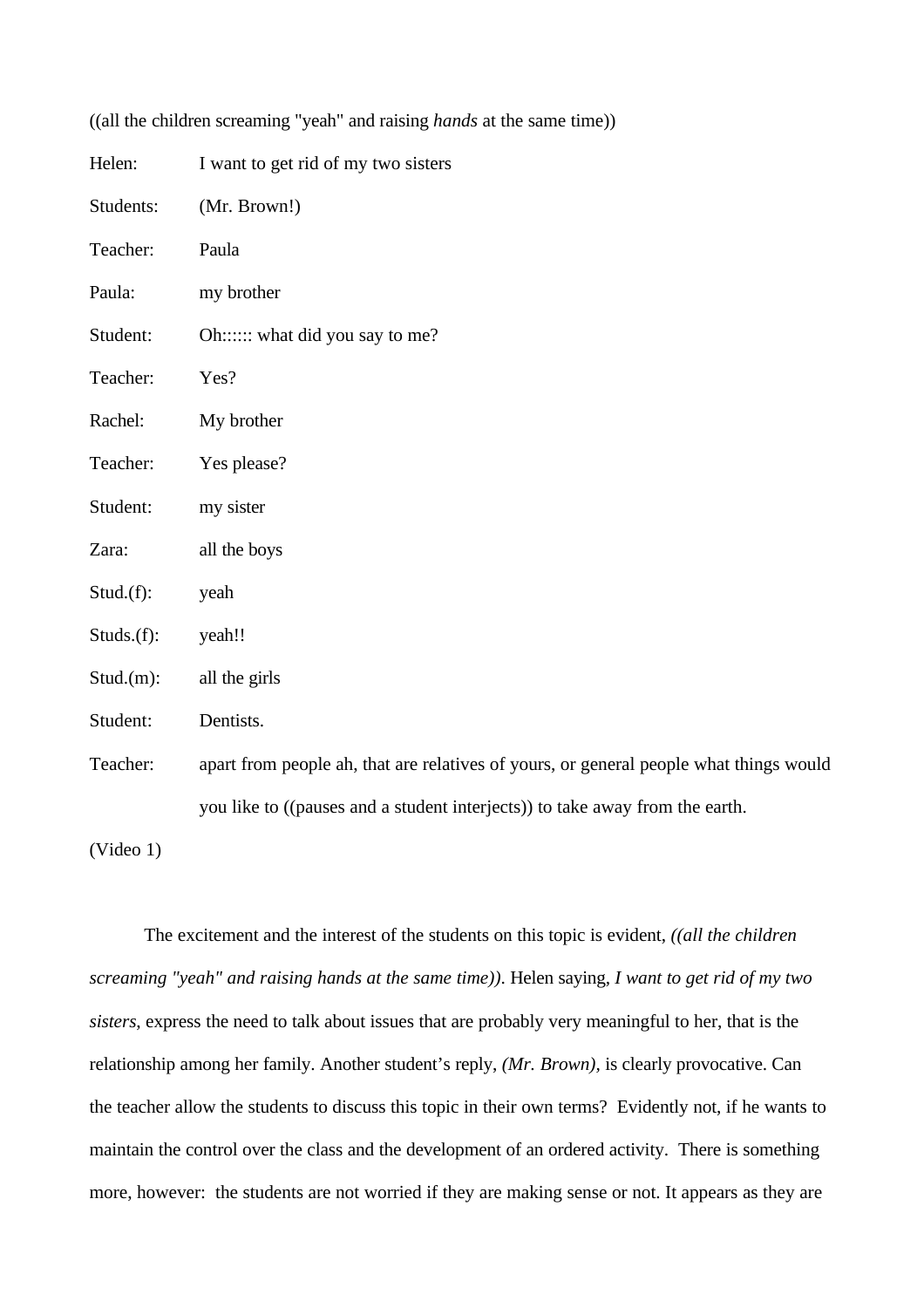((all the children screaming "yeah" and raising *hands* at the same time))

Helen: I want to get rid of my two sisters

Students: (Mr. Brown!)

Teacher: Paula

Paula: my brother

Student: Oh:::::: what did you say to me?

Teacher: Yes?

Rachel: My brother

Teacher: Yes please?

Student: my sister

Zara: all the boys

Stud.(f): yeah

Studs.(f): yeah!!

Stud.(m): all the girls

Student: Dentists.

Teacher: apart from people ah, that are relatives of yours, or general people what things would you like to ((pauses and a student interjects)) to take away from the earth.

(Video 1)

The excitement and the interest of the students on this topic is evident, *((all the children screaming "yeah" and raising hands at the same time))*. Helen saying, *I want to get rid of my two sisters*, express the need to talk about issues that are probably very meaningful to her, that is the relationship among her family. Another student's reply, *(Mr. Brown)*, is clearly provocative. Can the teacher allow the students to discuss this topic in their own terms? Evidently not, if he wants to maintain the control over the class and the development of an ordered activity. There is something more, however: the students are not worried if they are making sense or not. It appears as they are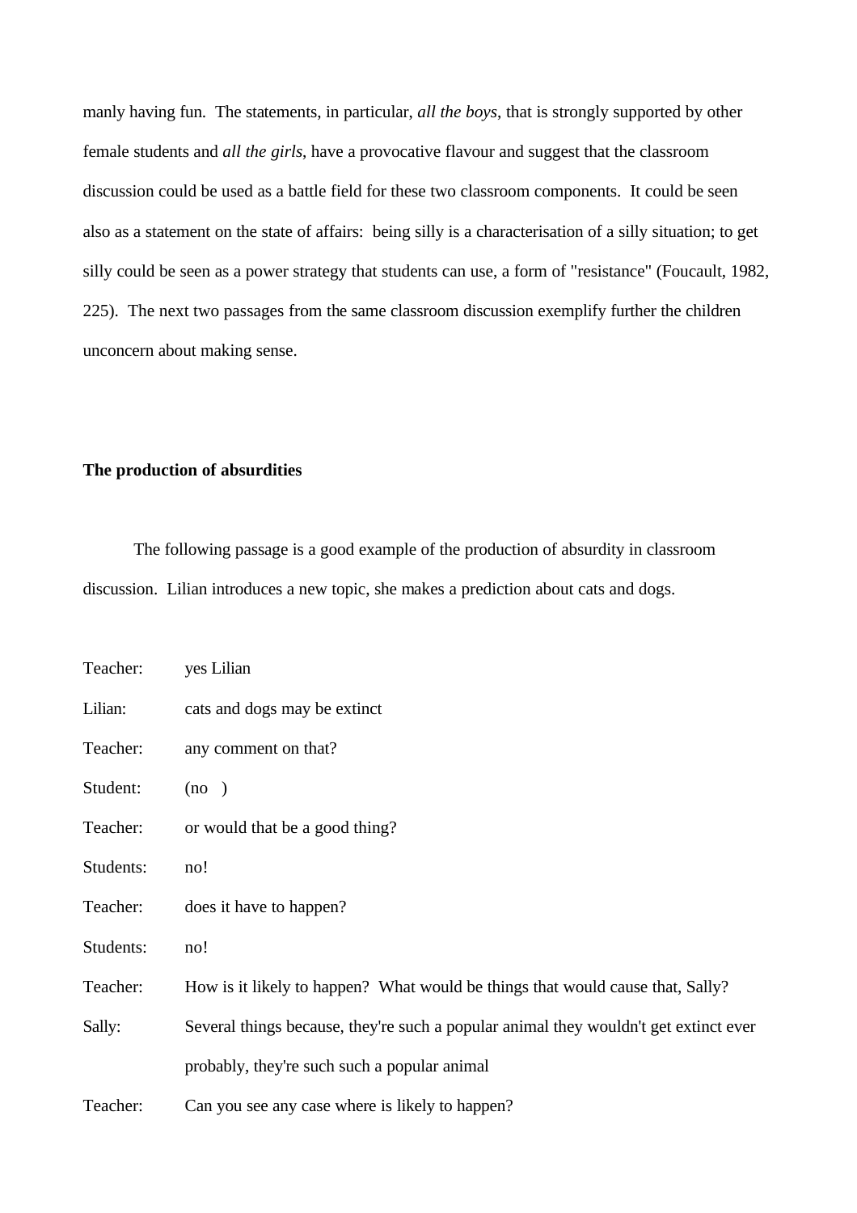manly having fun. The statements, in particular, *all the boys*, that is strongly supported by other female students and *all the girls*, have a provocative flavour and suggest that the classroom discussion could be used as a battle field for these two classroom components. It could be seen also as a statement on the state of affairs: being silly is a characterisation of a silly situation; to get silly could be seen as a power strategy that students can use, a form of "resistance" (Foucault, 1982, 225). The next two passages from the same classroom discussion exemplify further the children unconcern about making sense.

**The production of absurdities**

The following passage is a good example of the production of absurdity in classroom discussion. Lilian introduces a new topic, she makes a prediction about cats and dogs.

Teacher: yes Lilian

Lilian: cats and dogs may be extinct

Teacher: any comment on that?

Student: (no )

Teacher: or would that be a good thing?

Students: no!

Teacher: does it have to happen?

Students: no!

Teacher: How is it likely to happen? What would be things that would cause that, Sally?

Sally: Several things because, they're such a popular animal they wouldn't get extinct ever probably, they're such such a popular animal

Teacher: Can you see any case where is likely to happen?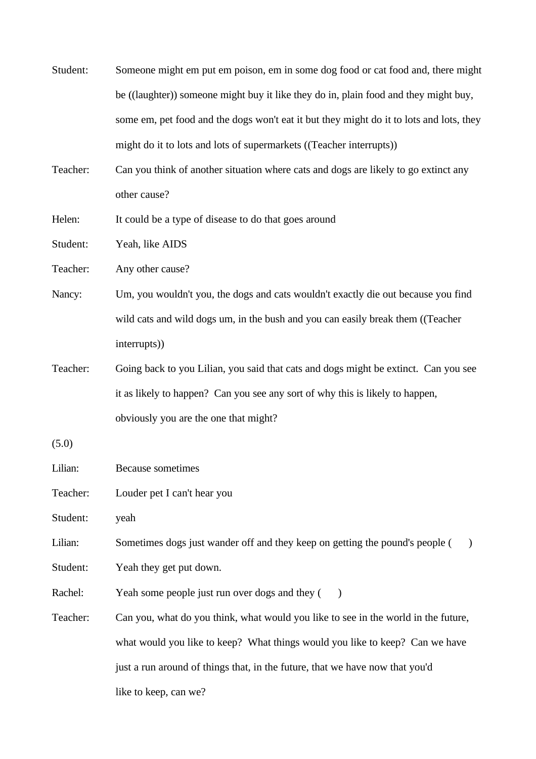Student: Someone might em put em poison, em in some dog food or cat food and, there might be ((laughter)) someone might buy it like they do in, plain food and they might buy, some em, pet food and the dogs won't eat it but they might do it to lots and lots, they might do it to lots and lots of supermarkets ((Teacher interrupts))

Teacher: Can you think of another situation where cats and dogs are likely to go extinct any other cause?

Helen: It could be a type of disease to do that goes around

Student: Yeah, like AIDS

Teacher: Any other cause?

Nancy: Um, you wouldn't you, the dogs and cats wouldn't exactly die out because you find wild cats and wild dogs um, in the bush and you can easily break them ((Teacher interrupts))

Teacher: Going back to you Lilian, you said that cats and dogs might be extinct. Can you see it as likely to happen? Can you see any sort of why this is likely to happen, obviously you are the one that might?

(5.0)

Lilian: Because sometimes

Teacher: Louder pet I can't hear you

Student: yeah

Lilian: Sometimes dogs just wander off and they keep on getting the pound's people (    )

Student: Yeah they get put down.

Rachel: Yeah some people just run over dogs and they (    )

Teacher: Can you, what do you think, what would you like to see in the world in the future, what would you like to keep? What things would you like to keep? Can we have just a run around of things that, in the future, that we have now that you'd like to keep, can we?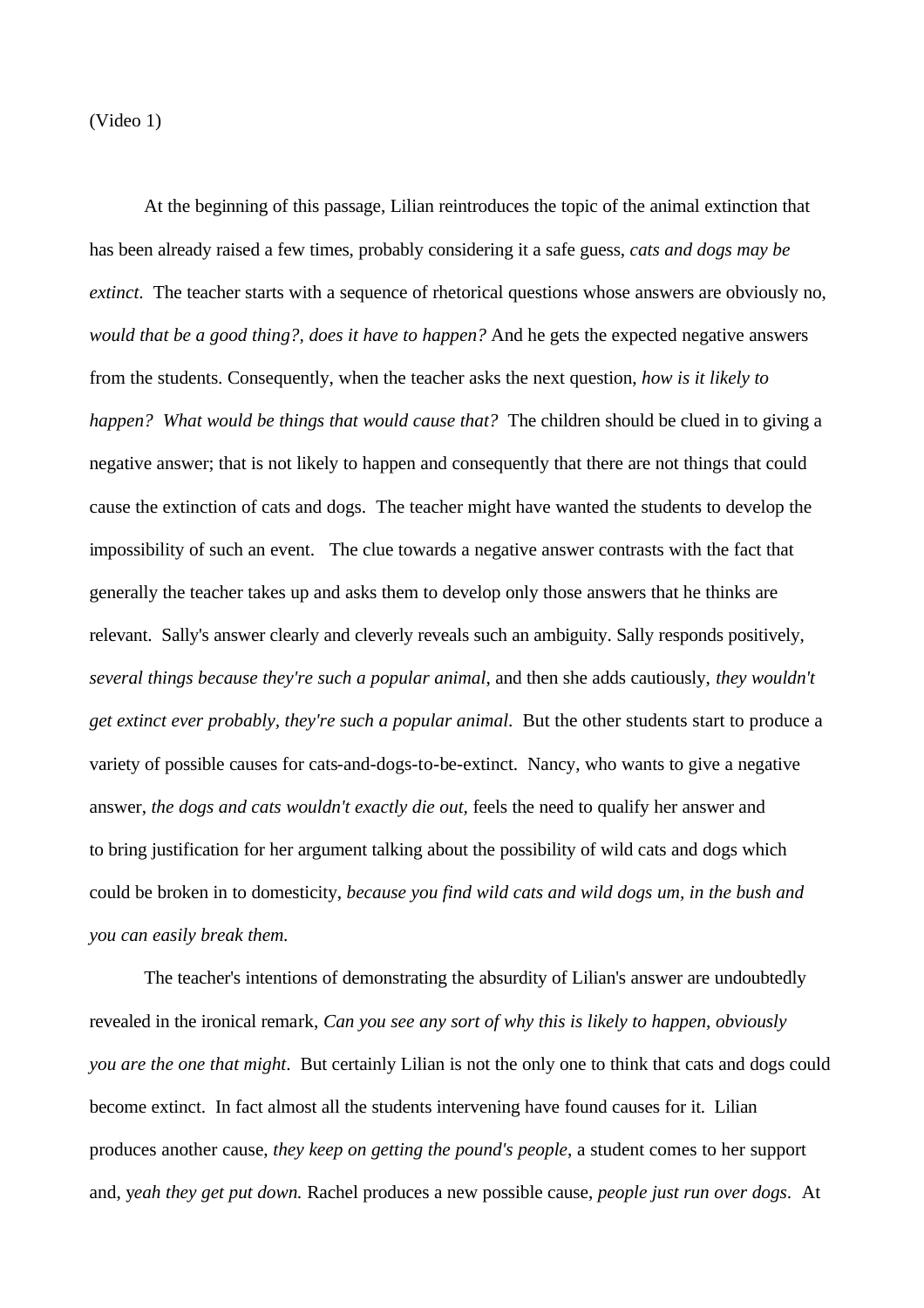(Video 1)

At the beginning of this passage, Lilian reintroduces the topic of the animal extinction that has been already raised a few times, probably considering it a safe guess, *cats and dogs may be extinct*. The teacher starts with a sequence of rhetorical questions whose answers are obviously no, *would that be a good thing?, does it have to happen?* And he gets the expected negative answers from the students. Consequently, when the teacher asks the next question, *how is it likely to happen? What would be things that would cause that?* The children should be clued in to giving a negative answer; that is not likely to happen and consequently that there are not things that could cause the extinction of cats and dogs. The teacher might have wanted the students to develop the impossibility of such an event. The clue towards a negative answer contrasts with the fact that generally the teacher takes up and asks them to develop only those answers that he thinks are relevant. Sally's answer clearly and cleverly reveals such an ambiguity. Sally responds positively, *several things because they're such a popular animal*, and then she adds cautiously, *they wouldn't get extinct ever probably, they're such a popular animal*. But the other students start to produce a variety of possible causes for cats-and-dogs-to-be-extinct. Nancy, who wants to give a negative answer, *the dogs and cats wouldn't exactly die out*, feels the need to qualify her answer and to bring justification for her argument talking about the possibility of wild cats and dogs which could be broken in to domesticity, *because you find wild cats and wild dogs um, in the bush and you can easily break them.*

The teacher's intentions of demonstrating the absurdity of Lilian's answer are undoubtedly revealed in the ironical remark, *Can you see any sort of why this is likely to happen, obviously you are the one that might*. But certainly Lilian is not the only one to think that cats and dogs could become extinct. In fact almost all the students intervening have found causes for it. Lilian produces another cause, *they keep on getting the pound's people*, a student comes to her support and, *yeah they get put down.* Rachel produces a new possible cause, *people just run over dogs*. At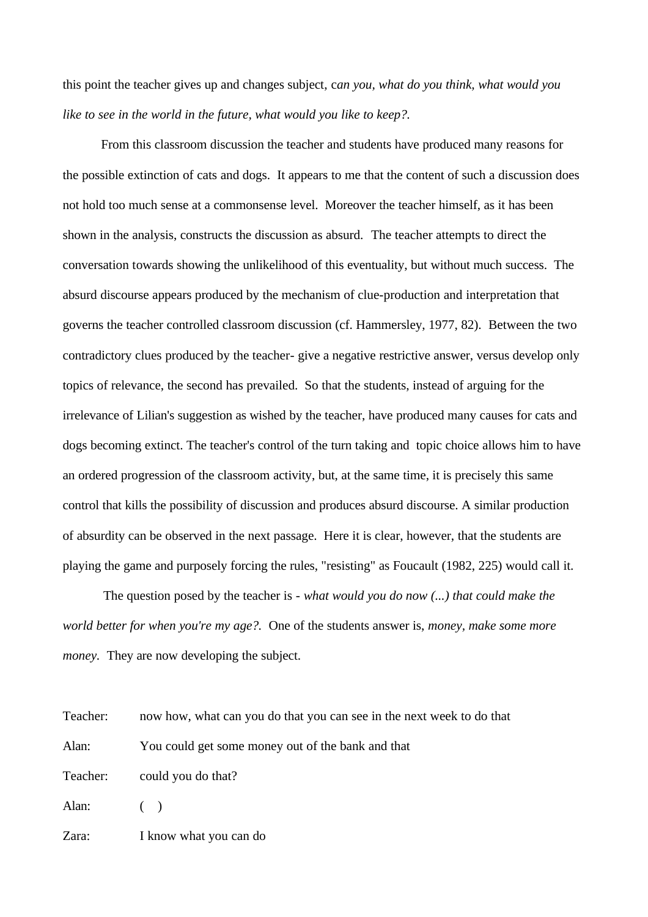this point the teacher gives up and changes subject, c*an you, what do you think, what would you like to see in the world in the future, what would you like to keep?.*

From this classroom discussion the teacher and students have produced many reasons for the possible extinction of cats and dogs. It appears to me that the content of such a discussion does not hold too much sense at a commonsense level. Moreover the teacher himself, as it has been shown in the analysis, constructs the discussion as absurd. The teacher attempts to direct the conversation towards showing the unlikelihood of this eventuality, but without much success. The absurd discourse appears produced by the mechanism of clue-production and interpretation that governs the teacher controlled classroom discussion (cf. Hammersley, 1977, 82). Between the two contradictory clues produced by the teacher- give a negative restrictive answer, versus develop only topics of relevance, the second has prevailed. So that the students, instead of arguing for the irrelevance of Lilian's suggestion as wished by the teacher, have produced many causes for cats and dogs becoming extinct. The teacher's control of the turn taking and topic choice allows him to have an ordered progression of the classroom activity, but, at the same time, it is precisely this same control that kills the possibility of discussion and produces absurd discourse. A similar production of absurdity can be observed in the next passage. Here it is clear, however, that the students are playing the game and purposely forcing the rules, "resisting" as Foucault (1982, 225) would call it.

The question posed by the teacher is - *what would you do now (...) that could make the world better for when you're my age?.* One of the students answer is, *money, make some more money*. They are now developing the subject.

Teacher: now how, what can you do that you can see in the next week to do that

Alan: You could get some money out of the bank and that

Teacher: could you do that?

Alan: ( )

Zara: I know what you can do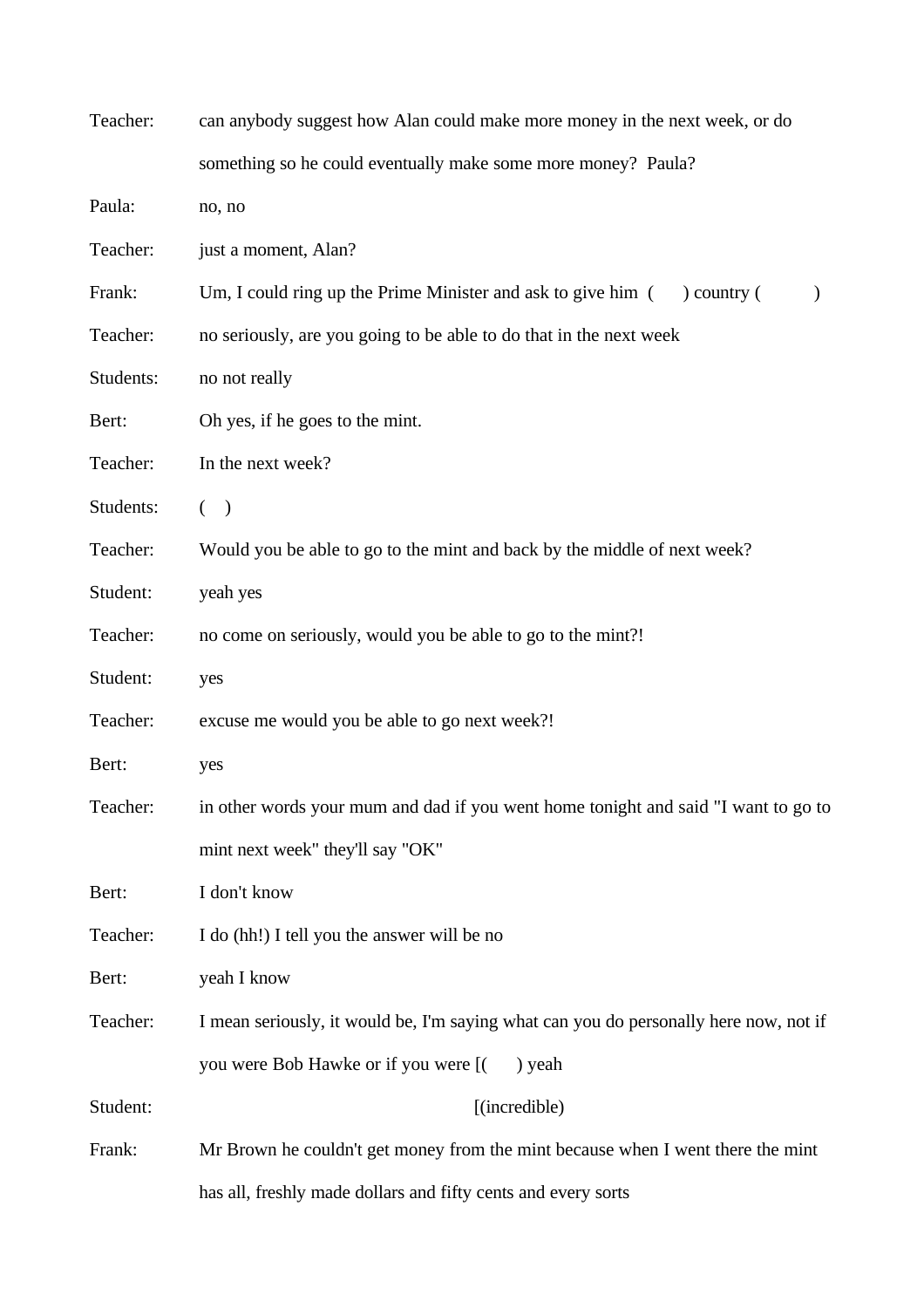Teacher: can anybody suggest how Alan could make more money in the next week, or do something so he could eventually make some more money? Paula?

Paula: no, no

Teacher: just a moment, Alan?

Frank: Um, I could ring up the Prime Minister and ask to give him ( ) country ( )

Teacher: no seriously, are you going to be able to do that in the next week

Students: no not really

Bert: Oh yes, if he goes to the mint.

Teacher: In the next week?

Students: ( )

Teacher: Would you be able to go to the mint and back by the middle of next week?

Student: yeah yes

Teacher: no come on seriously, would you be able to go to the mint?!

Student: yes

Teacher: excuse me would you be able to go next week?!

Bert: yes

Teacher: in other words your mum and dad if you went home tonight and said "I want to go to mint next week" they'll say "OK"

Bert: I don't know

Teacher: I do (hh!) I tell you the answer will be no

Bert: yeah I know

Teacher: I mean seriously, it would be, I'm saying what can you do personally here now, not if you were Bob Hawke or if you were [( ) yeah

Student: [(incredible)

Frank: Mr Brown he couldn't get money from the mint because when I went there the mint has all, freshly made dollars and fifty cents and every sorts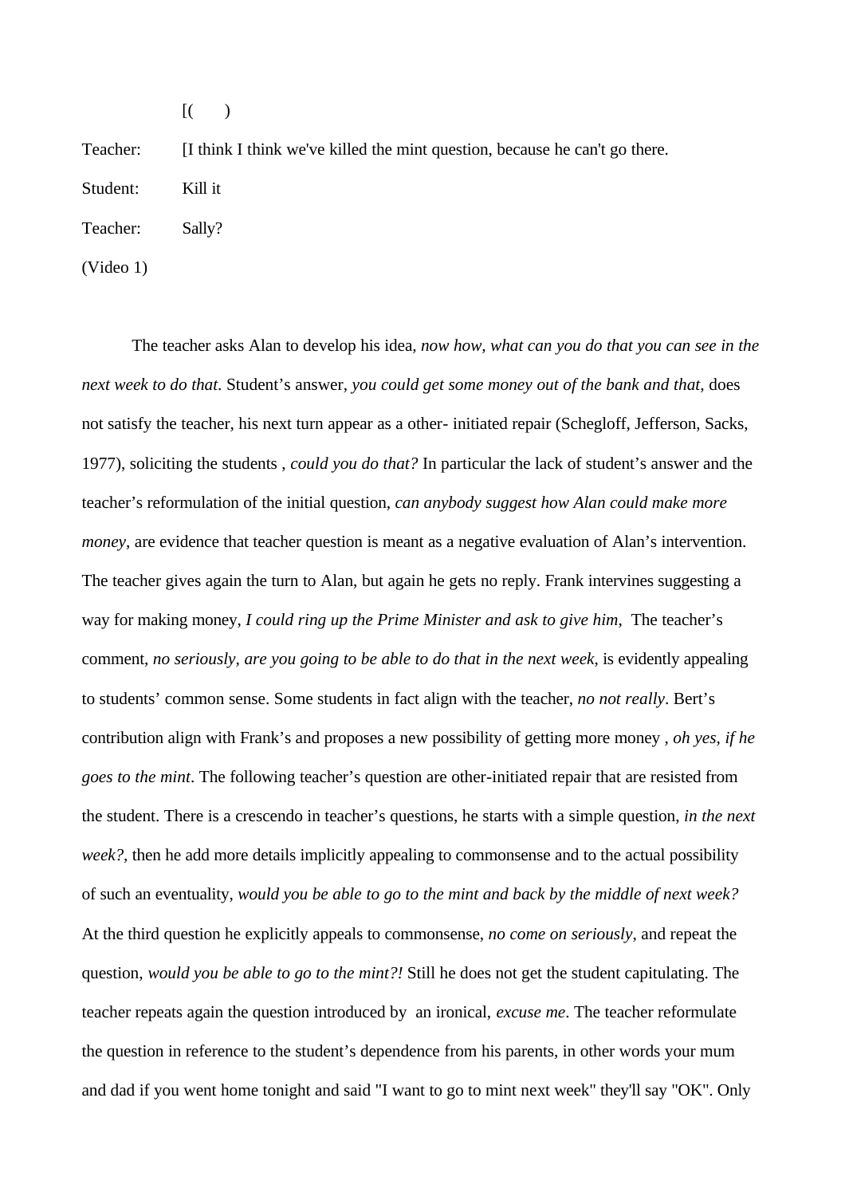[(  )

Teacher: [I think I think we've killed the mint question, because he can't go there.

Student: Kill it

Teacher: Sally?

(Video 1)

The teacher asks Alan to develop his idea, *now how, what can you do that you can see in the next week to do that*. Student's answer, *you could get some money out of the bank and that*, does not satisfy the teacher, his next turn appear as a other- initiated repair (Schegloff, Jefferson, Sacks, 1977), soliciting the students , *could you do that?* In particular the lack of student's answer and the teacher's reformulation of the initial question, *can anybody suggest how Alan could make more money*, are evidence that teacher question is meant as a negative evaluation of Alan's intervention. The teacher gives again the turn to Alan, but again he gets no reply. Frank intervines suggesting a way for making money, *I could ring up the Prime Minister and ask to give him,* The teacher's comment, *no seriously, are you going to be able to do that in the next week*, is evidently appealing to students' common sense. Some students in fact align with the teacher, *no not really*. Bert's contribution align with Frank's and proposes a new possibility of getting more money , *oh yes, if he goes to the mint*. The following teacher's question are other-initiated repair that are resisted from the student. There is a crescendo in teacher's questions, he starts with a simple question, *in the next week?,* then he add more details implicitly appealing to commonsense and to the actual possibility of such an eventuality, *would you be able to go to the mint and back by the middle of next week?* At the third question he explicitly appeals to commonsense, *no come on seriously*, and repeat the question, *would you be able to go to the mint?!* Still he does not get the student capitulating. The teacher repeats again the question introduced by an ironical, *excuse me*. The teacher reformulate the question in reference to the student's dependence from his parents, in other words your mum and dad if you went home tonight and said "I want to go to mint next week" they'll say "OK". Only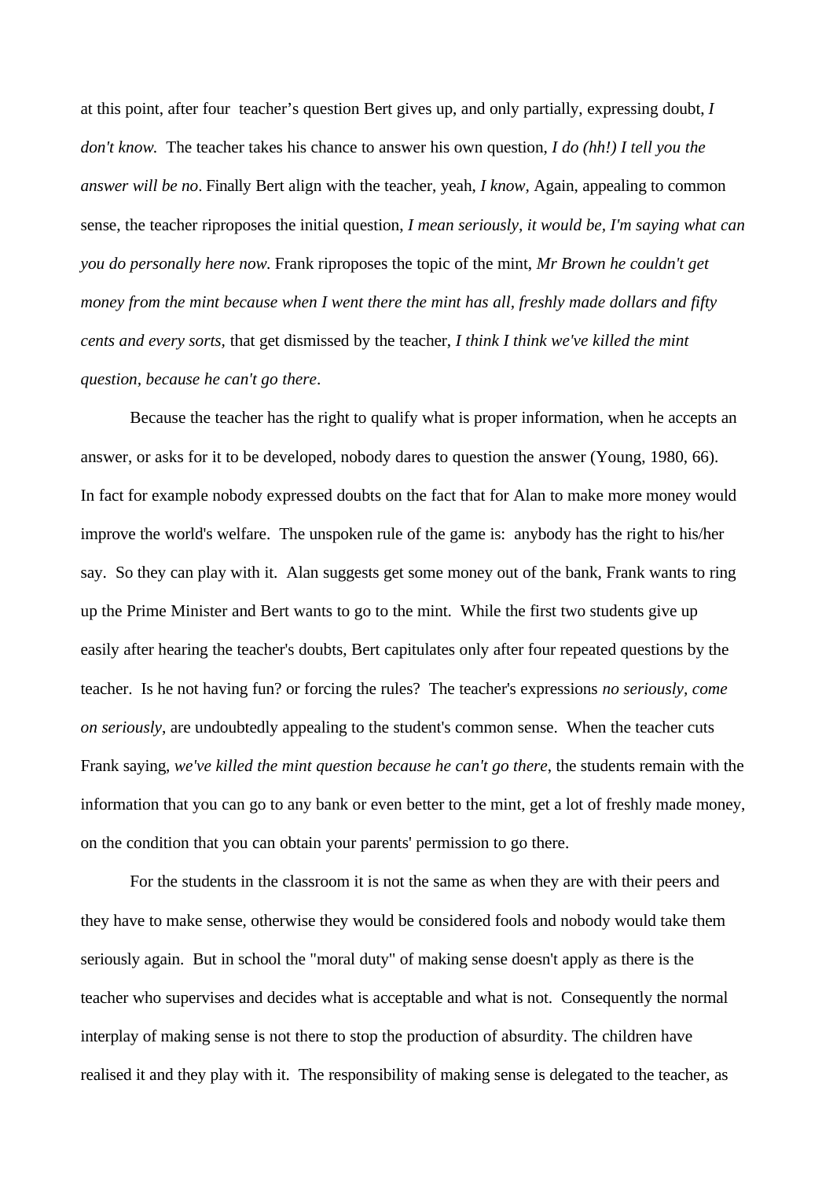at this point, after four  teacher's question Bert gives up, and only partially, expressing doubt, *I don't know.*  The teacher takes his chance to answer his own question, *I do (hh!) I tell you the answer will be no*. Finally Bert align with the teacher, yeah, *I know,* Again, appealing to common sense, the teacher riproposes the initial question, *I mean seriously, it would be, I'm saying what can you do personally here now.* Frank riproposes the topic of the mint, *Mr Brown he couldn't get money from the mint because when I went there the mint has all, freshly made dollars and fifty cents and every sorts,* that get dismissed by the teacher, *I think I think we've killed the mint question, because he can't go there*.

Because the teacher has the right to qualify what is proper information, when he accepts an answer, or asks for it to be developed, nobody dares to question the answer (Young, 1980, 66). In fact for example nobody expressed doubts on the fact that for Alan to make more money would improve the world's welfare.  The unspoken rule of the game is:  anybody has the right to his/her say.  So they can play with it.  Alan suggests get some money out of the bank, Frank wants to ring up the Prime Minister and Bert wants to go to the mint.  While the first two students give up easily after hearing the teacher's doubts, Bert capitulates only after four repeated questions by the teacher.  Is he not having fun? or forcing the rules?  The teacher's expressions *no seriously, come on seriously*, are undoubtedly appealing to the student's common sense.  When the teacher cuts Frank saying, *we've killed the mint question because he can't go there*, the students remain with the information that you can go to any bank or even better to the mint, get a lot of freshly made money, on the condition that you can obtain your parents' permission to go there.

For the students in the classroom it is not the same as when they are with their peers and they have to make sense, otherwise they would be considered fools and nobody would take them seriously again.  But in school the "moral duty" of making sense doesn't apply as there is the teacher who supervises and decides what is acceptable and what is not.  Consequently the normal interplay of making sense is not there to stop the production of absurdity. The children have realised it and they play with it.  The responsibility of making sense is delegated to the teacher, as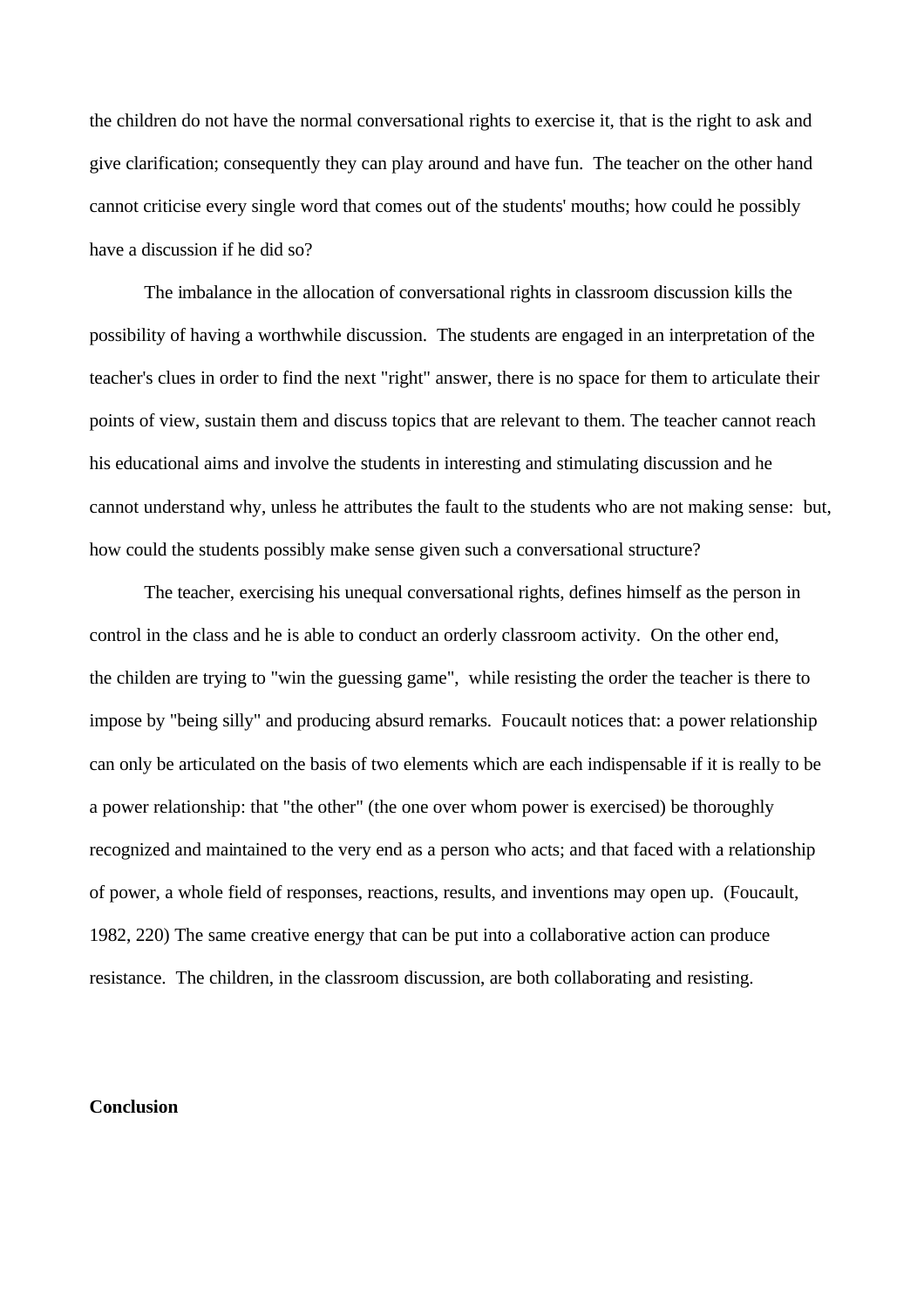the children do not have the normal conversational rights to exercise it, that is the right to ask and give clarification; consequently they can play around and have fun. The teacher on the other hand cannot criticise every single word that comes out of the students' mouths; how could he possibly have a discussion if he did so?

The imbalance in the allocation of conversational rights in classroom discussion kills the possibility of having a worthwhile discussion. The students are engaged in an interpretation of the teacher's clues in order to find the next "right" answer, there is no space for them to articulate their points of view, sustain them and discuss topics that are relevant to them. The teacher cannot reach his educational aims and involve the students in interesting and stimulating discussion and he cannot understand why, unless he attributes the fault to the students who are not making sense: but, how could the students possibly make sense given such a conversational structure?

The teacher, exercising his unequal conversational rights, defines himself as the person in control in the class and he is able to conduct an orderly classroom activity. On the other end, the childen are trying to "win the guessing game", while resisting the order the teacher is there to impose by "being silly" and producing absurd remarks. Foucault notices that: a power relationship can only be articulated on the basis of two elements which are each indispensable if it is really to be a power relationship: that "the other" (the one over whom power is exercised) be thoroughly recognized and maintained to the very end as a person who acts; and that faced with a relationship of power, a whole field of responses, reactions, results, and inventions may open up. (Foucault, 1982, 220) The same creative energy that can be put into a collaborative action can produce resistance. The children, in the classroom discussion, are both collaborating and resisting.

**Conclusion**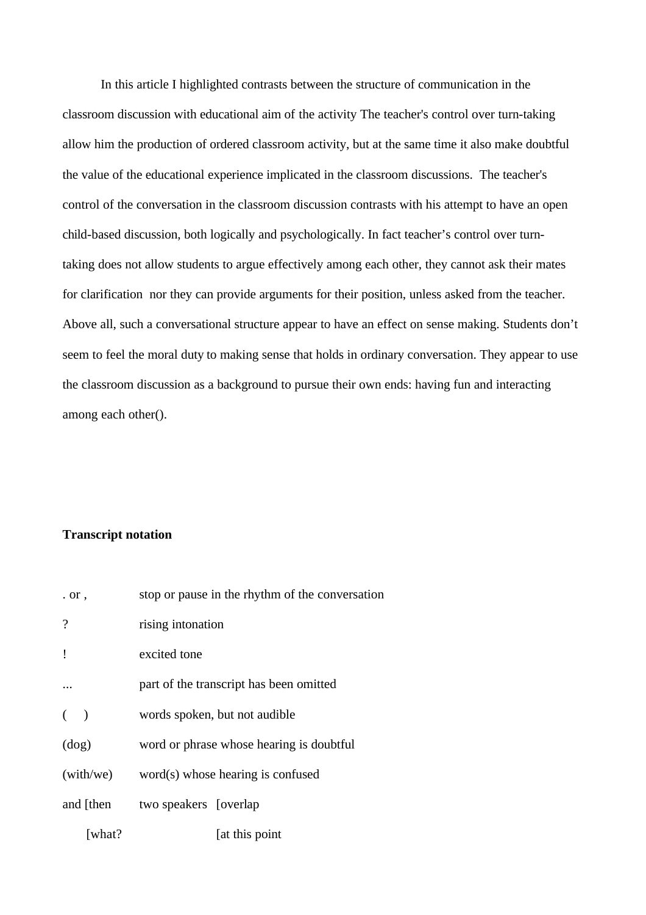In this article I highlighted contrasts between the structure of communication in the classroom discussion with educational aim of the activity The teacher's control over turn-taking allow him the production of ordered classroom activity, but at the same time it also make doubtful the value of the educational experience implicated in the classroom discussions.  The teacher's control of the conversation in the classroom discussion contrasts with his attempt to have an open child-based discussion, both logically and psychologically. In fact teacher’s control over turn-taking does not allow students to argue effectively among each other, they cannot ask their mates for clarification  nor they can provide arguments for their position, unless asked from the teacher. Above all, such a conversational structure appear to have an effect on sense making. Students don’t seem to feel the moral duty to making sense that holds in ordinary conversation. They appear to use the classroom discussion as a background to pursue their own ends: having fun and interacting among each other().

**Transcript notation**

| | |
|---|---|
| . or , | stop or pause in the rhythm of the conversation |
| ? | rising intonation |
| ! | excited tone |
| ... | part of the transcript has been omitted |
| (     ) | words spoken, but not audible |
| (dog) | word or phrase whose hearing is doubtful |
| (with/we) | word(s) whose hearing is confused |
| and [then | two speakers   [overlap |
|       [what? |                   [at this point |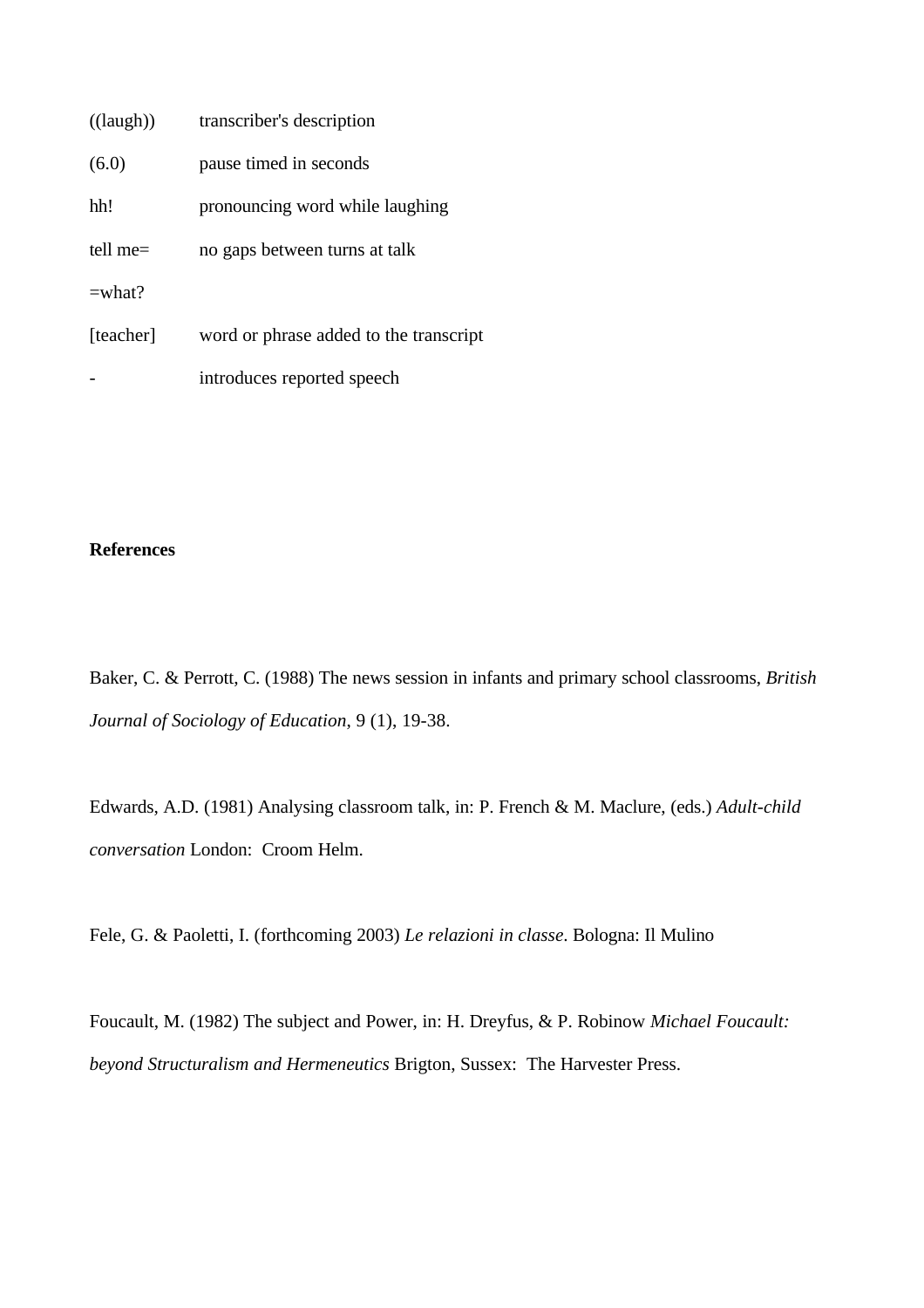| | |
|---|---|
| ((laugh)) | transcriber's description |
| (6.0) | pause timed in seconds |
| hh! | pronouncing word while laughing |
| tell me= | no gaps between turns at talk |
| =what? | |
| [teacher] | word or phrase added to the transcript |
| - | introduces reported speech |

**References**

Baker, C. & Perrott, C. (1988) The news session in infants and primary school classrooms, *British Journal of Sociology of Education*, 9 (1), 19-38.

Edwards, A.D. (1981) Analysing classroom talk, in: P. French & M. Maclure, (eds.) *Adult-child conversation* London:  Croom Helm.

Fele, G. & Paoletti, I. (forthcoming 2003) *Le relazioni in classe*. Bologna: Il Mulino

Foucault, M. (1982) The subject and Power, in: H. Dreyfus, & P. Robinow *Michael Foucault: beyond Structuralism and Hermeneutics* Brigton, Sussex:  The Harvester Press.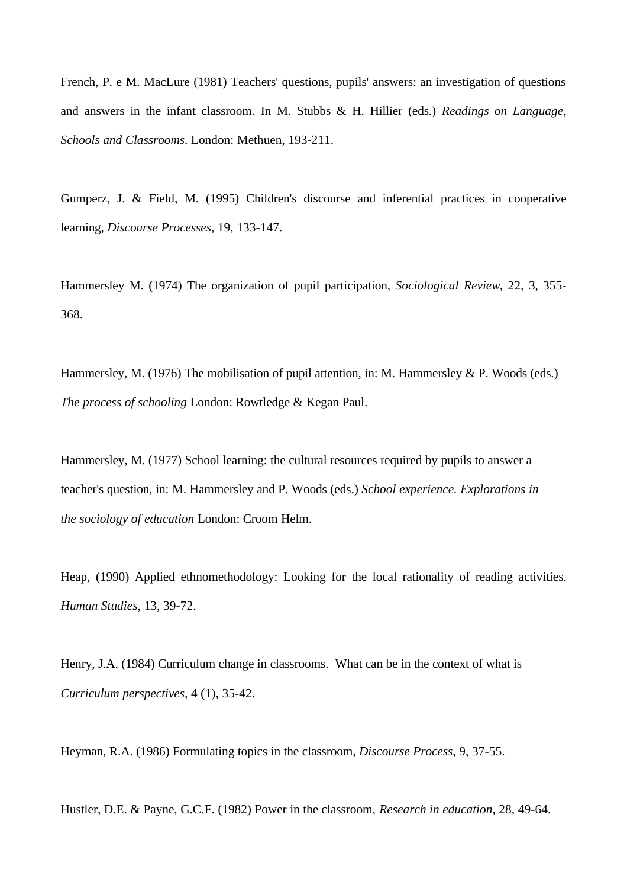French, P. e M. MacLure (1981) Teachers' questions, pupils' answers: an investigation of questions and answers in the infant classroom. In M. Stubbs & H. Hillier (eds.) *Readings on Language, Schools and Classrooms*. London: Methuen, 193-211.

Gumperz, J. & Field, M. (1995) Children's discourse and inferential practices in cooperative learning, *Discourse Processes*, 19, 133-147.

Hammersley M. (1974) The organization of pupil participation, *Sociological Review*, 22, 3, 355-368.

Hammersley, M. (1976) The mobilisation of pupil attention, in: M. Hammersley & P. Woods (eds.) *The process of schooling* London: Rowtledge & Kegan Paul.

Hammersley, M. (1977) School learning: the cultural resources required by pupils to answer a teacher's question, in: M. Hammersley and P. Woods (eds.) *School experience. Explorations in the sociology of education* London: Croom Helm.

Heap, (1990) Applied ethnomethodology: Looking for the local rationality of reading activities. *Human Studies*, 13, 39-72.

Henry, J.A. (1984) Curriculum change in classrooms. What can be in the context of what is *Curriculum perspectives*, 4 (1), 35-42.

Heyman, R.A. (1986) Formulating topics in the classroom, *Discourse Process*, 9, 37-55.

Hustler, D.E. & Payne, G.C.F. (1982) Power in the classroom, *Research in education*, 28, 49-64.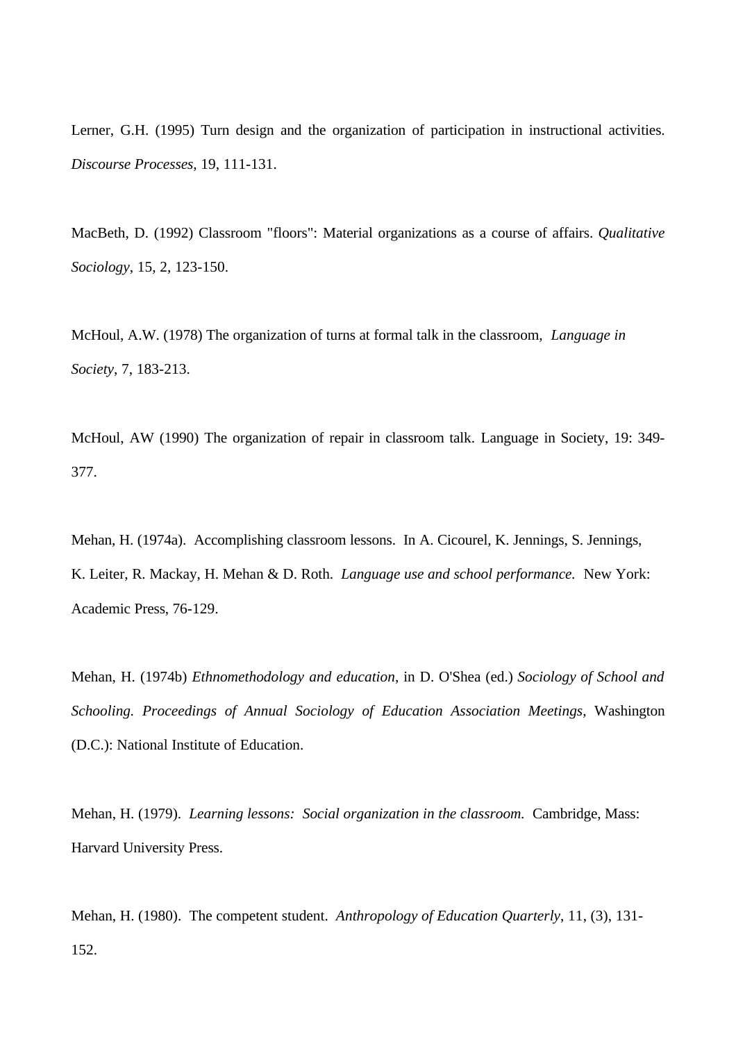Lerner, G.H. (1995) Turn design and the organization of participation in instructional activities. *Discourse Processes*, 19, 111-131.

MacBeth, D. (1992) Classroom "floors": Material organizations as a course of affairs. *Qualitative Sociology*, 15, 2, 123-150.

McHoul, A.W. (1978) The organization of turns at formal talk in the classroom, *Language in Society*, 7, 183-213.

McHoul, AW (1990) The organization of repair in classroom talk. Language in Society, 19: 349-377.

Mehan, H. (1974a). Accomplishing classroom lessons. In A. Cicourel, K. Jennings, S. Jennings, K. Leiter, R. Mackay, H. Mehan & D. Roth. *Language use and school performance.* New York: Academic Press, 76-129.

Mehan, H. (1974b) *Ethnomethodology and education*, in D. O'Shea (ed.) *Sociology of School and Schooling. Proceedings of Annual Sociology of Education Association Meetings*, Washington (D.C.): National Institute of Education.

Mehan, H. (1979). *Learning lessons: Social organization in the classroom.* Cambridge, Mass: Harvard University Press.

Mehan, H. (1980). The competent student. *Anthropology of Education Quarterly*, 11, (3), 131-152.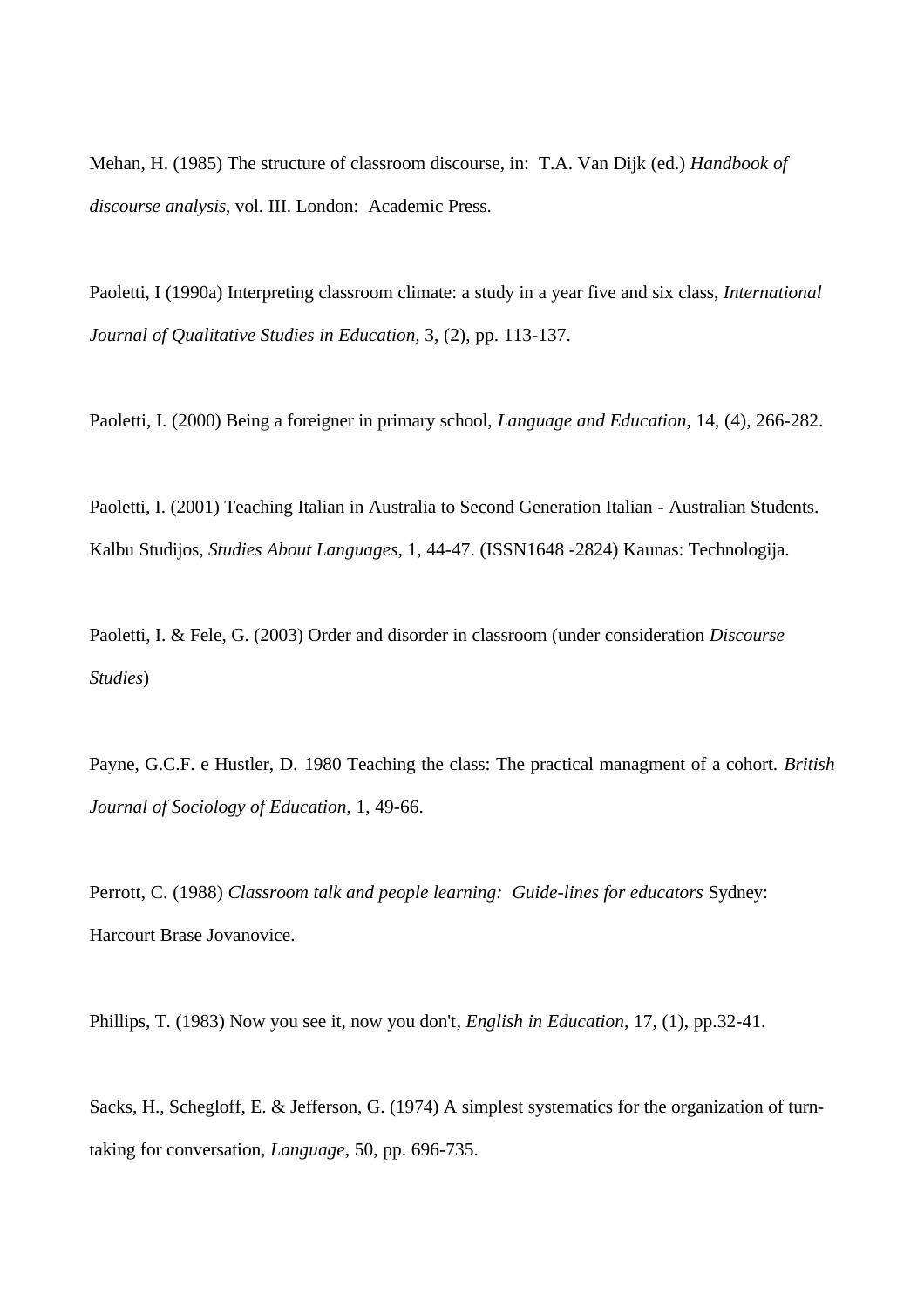Mehan, H. (1985) The structure of classroom discourse, in: T.A. Van Dijk (ed.) *Handbook of discourse analysis*, vol. III. London: Academic Press.

Paoletti, I (1990a) Interpreting classroom climate: a study in a year five and six class, *International Journal of Qualitative Studies in Education,* 3, (2), pp. 113-137.

Paoletti, I. (2000) Being a foreigner in primary school, *Language and Education*, 14, (4), 266-282.

Paoletti, I. (2001) Teaching Italian in Australia to Second Generation Italian - Australian Students. Kalbu Studijos, *Studies About Languages*, 1, 44-47. (ISSN1648 -2824) Kaunas: Technologija.

Paoletti, I. & Fele, G. (2003) Order and disorder in classroom (under consideration *Discourse Studies*)

Payne, G.C.F. e Hustler, D. 1980 Teaching the class: The practical managment of a cohort. *British Journal of Sociology of Education*, 1, 49-66.

Perrott, C. (1988) *Classroom talk and people learning: Guide-lines for educators* Sydney: Harcourt Brase Jovanovice.

Phillips, T. (1983) Now you see it, now you don't*, English in Education*, 17, (1), pp.32-41.

Sacks, H., Schegloff, E. & Jefferson, G. (1974) A simplest systematics for the organization of turn-taking for conversation, *Language*, 50, pp. 696-735.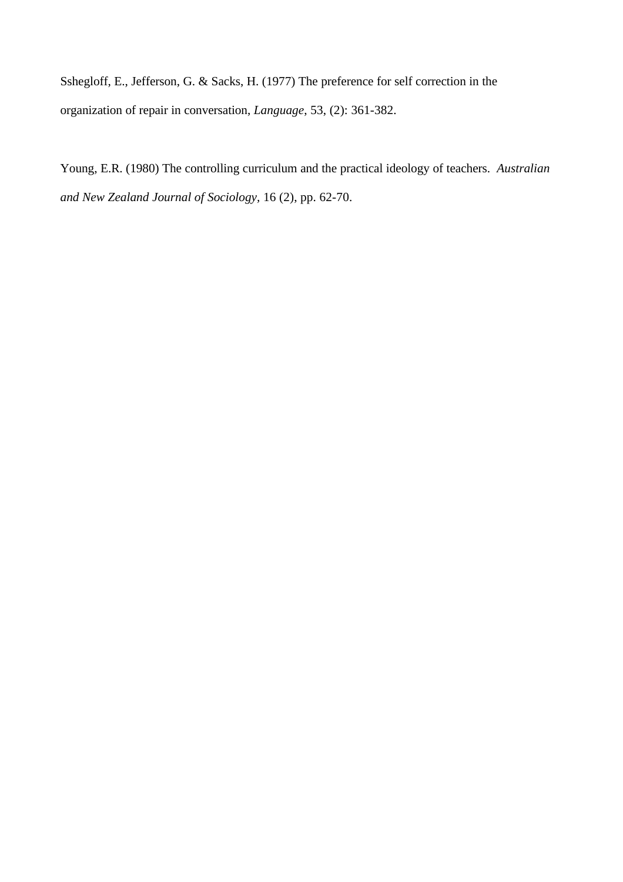Sshegloff, E., Jefferson, G. & Sacks, H. (1977) The preference for self correction in the organization of repair in conversation, *Language*, 53, (2): 361-382.

Young, E.R. (1980) The controlling curriculum and the practical ideology of teachers. *Australian and New Zealand Journal of Sociology*, 16 (2), pp. 62-70.